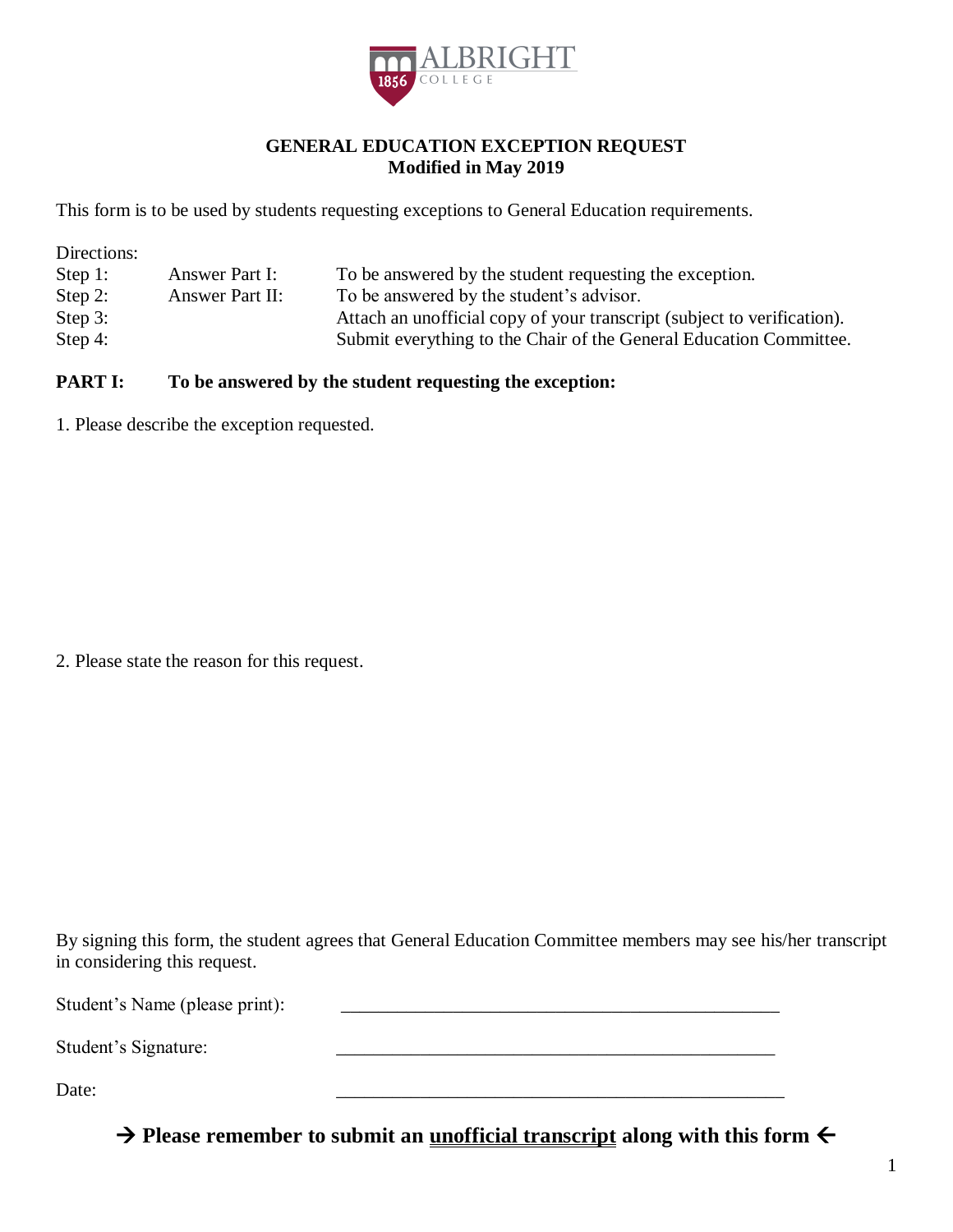ALBRIGHT COLLEGE 1856

# GENERAL EDUCATION EXCEPTION REQUEST
**Modified in May 2019**

This form is to be used by students requesting exceptions to General Education requirements.

Directions:

| | | |
|---|---|---|
| Step 1: | Answer Part I: | To be answered by the student requesting the exception. |
| Step 2: | Answer Part II: | To be answered by the student's advisor. |
| Step 3: | | Attach an unofficial copy of your transcript (subject to verification). |
| Step 4: | | Submit everything to the Chair of the General Education Committee. |

## PART I: To be answered by the student requesting the exception:

1. Please describe the exception requested.

2. Please state the reason for this request.

By signing this form, the student agrees that General Education Committee members may see his/her transcript in considering this request.

Student's Name (please print): ________________________________________________

Student's Signature: ________________________________________________

Date: ________________________________________________

**→ Please remember to submit an <u>unofficial transcript</u> along with this form ←**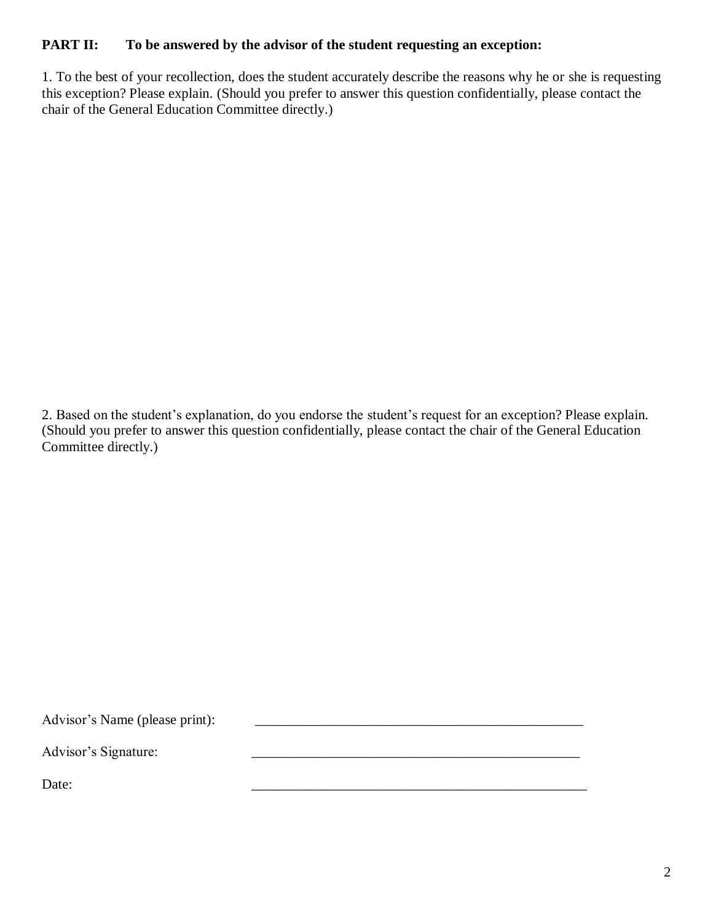**PART II: To be answered by the advisor of the student requesting an exception:**

1. To the best of your recollection, does the student accurately describe the reasons why he or she is requesting this exception? Please explain. (Should you prefer to answer this question confidentially, please contact the chair of the General Education Committee directly.)

2. Based on the student's explanation, do you endorse the student's request for an exception? Please explain. (Should you prefer to answer this question confidentially, please contact the chair of the General Education Committee directly.)

Advisor's Name (please print): _______________________________________________

Advisor's Signature: _______________________________________________

Date: _______________________________________________